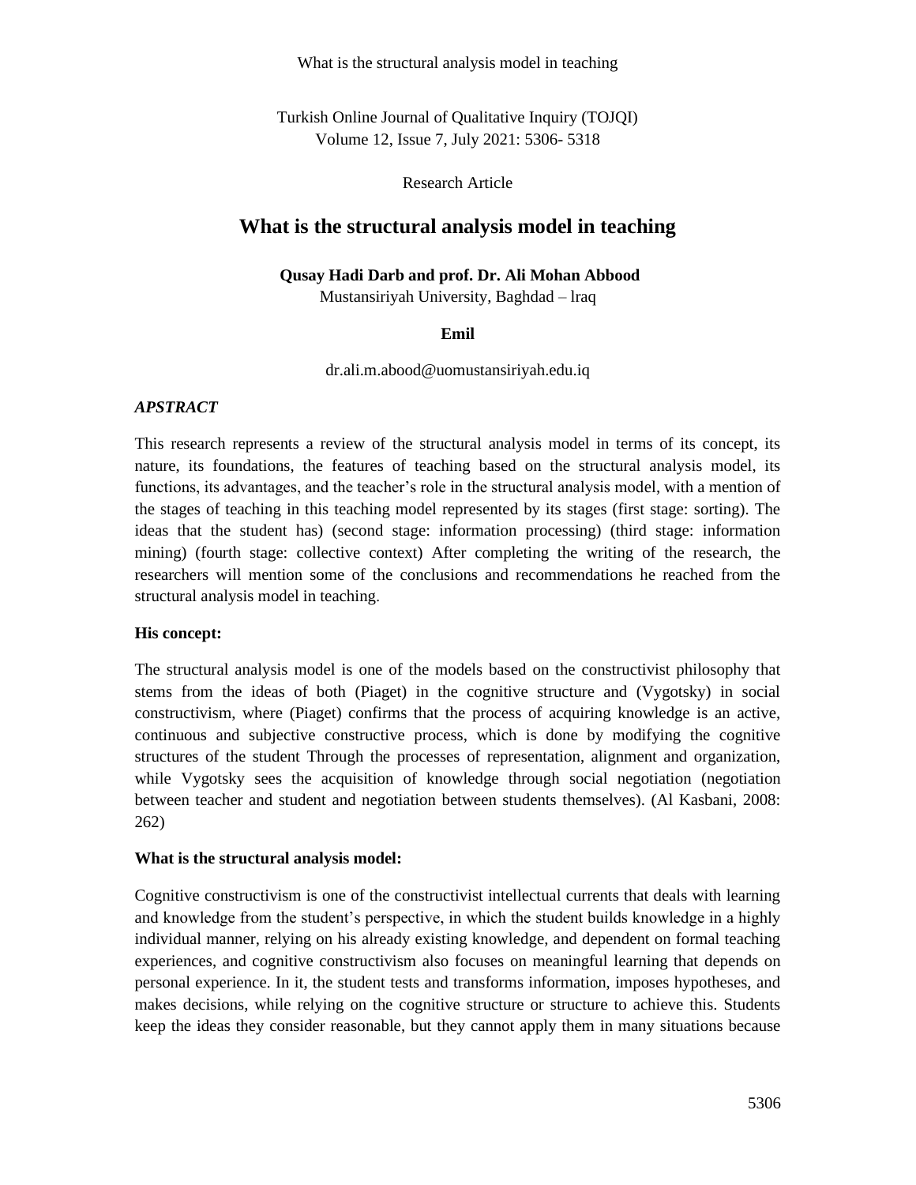Research Article

# What is the structural analysis model in teaching

**Qusay Hadi Darb and prof. Dr. Ali Mohan Abbood**

Mustansiriyah University, Baghdad – lraq

**Emil**

dr.ali.m.abood@uomustansiriyah.edu.iq

## *APSTRACT*

This research represents a review of the structural analysis model in terms of its concept, its nature, its foundations, the features of teaching based on the structural analysis model, its functions, its advantages, and the teacher's role in the structural analysis model, with a mention of the stages of teaching in this teaching model represented by its stages (first stage: sorting). The ideas that the student has) (second stage: information processing) (third stage: information mining) (fourth stage: collective context) After completing the writing of the research, the researchers will mention some of the conclusions and recommendations he reached from the structural analysis model in teaching.

**His concept:**

The structural analysis model is one of the models based on the constructivist philosophy that stems from the ideas of both (Piaget) in the cognitive structure and (Vygotsky) in social constructivism, where (Piaget) confirms that the process of acquiring knowledge is an active, continuous and subjective constructive process, which is done by modifying the cognitive structures of the student Through the processes of representation, alignment and organization, while Vygotsky sees the acquisition of knowledge through social negotiation (negotiation between teacher and student and negotiation between students themselves). (Al Kasbani, 2008: 262)

**What is the structural analysis model:**

Cognitive constructivism is one of the constructivist intellectual currents that deals with learning and knowledge from the student's perspective, in which the student builds knowledge in a highly individual manner, relying on his already existing knowledge, and dependent on formal teaching experiences, and cognitive constructivism also focuses on meaningful learning that depends on personal experience. In it, the student tests and transforms information, imposes hypotheses, and makes decisions, while relying on the cognitive structure or structure to achieve this. Students keep the ideas they consider reasonable, but they cannot apply them in many situations because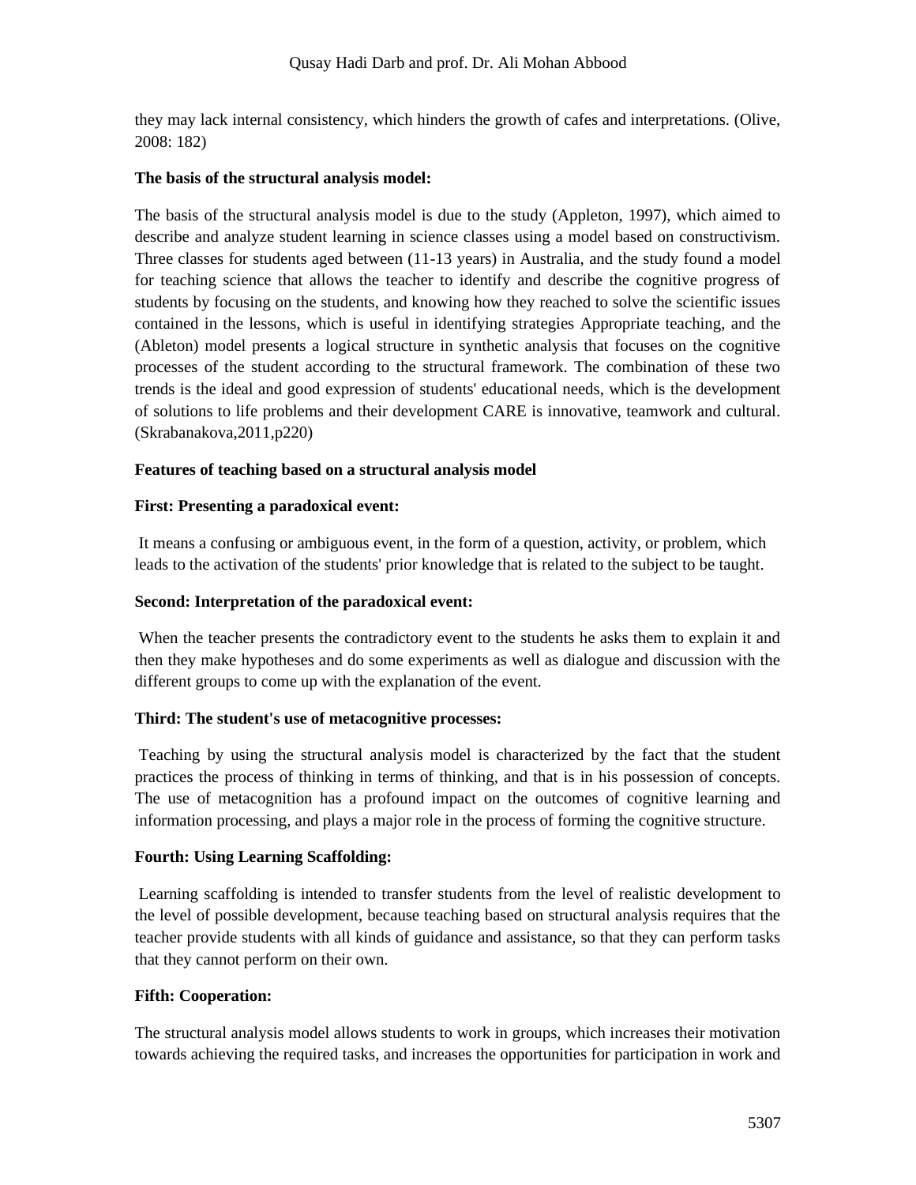they may lack internal consistency, which hinders the growth of cafes and interpretations. (Olive, 2008: 182)

**The basis of the structural analysis model:**

The basis of the structural analysis model is due to the study (Appleton, 1997), which aimed to describe and analyze student learning in science classes using a model based on constructivism. Three classes for students aged between (11-13 years) in Australia, and the study found a model for teaching science that allows the teacher to identify and describe the cognitive progress of students by focusing on the students, and knowing how they reached to solve the scientific issues contained in the lessons, which is useful in identifying strategies Appropriate teaching, and the (Ableton) model presents a logical structure in synthetic analysis that focuses on the cognitive processes of the student according to the structural framework. The combination of these two trends is the ideal and good expression of students' educational needs, which is the development of solutions to life problems and their development CARE is innovative, teamwork and cultural. (Skrabanakova,2011,p220)

**Features of teaching based on a structural analysis model**

**First: Presenting a paradoxical event:**

It means a confusing or ambiguous event, in the form of a question, activity, or problem, which leads to the activation of the students' prior knowledge that is related to the subject to be taught.

**Second: Interpretation of the paradoxical event:**

When the teacher presents the contradictory event to the students he asks them to explain it and then they make hypotheses and do some experiments as well as dialogue and discussion with the different groups to come up with the explanation of the event.

**Third: The student's use of metacognitive processes:**

Teaching by using the structural analysis model is characterized by the fact that the student practices the process of thinking in terms of thinking, and that is in his possession of concepts. The use of metacognition has a profound impact on the outcomes of cognitive learning and information processing, and plays a major role in the process of forming the cognitive structure.

**Fourth: Using Learning Scaffolding:**

Learning scaffolding is intended to transfer students from the level of realistic development to the level of possible development, because teaching based on structural analysis requires that the teacher provide students with all kinds of guidance and assistance, so that they can perform tasks that they cannot perform on their own.

**Fifth: Cooperation:**

The structural analysis model allows students to work in groups, which increases their motivation towards achieving the required tasks, and increases the opportunities for participation in work and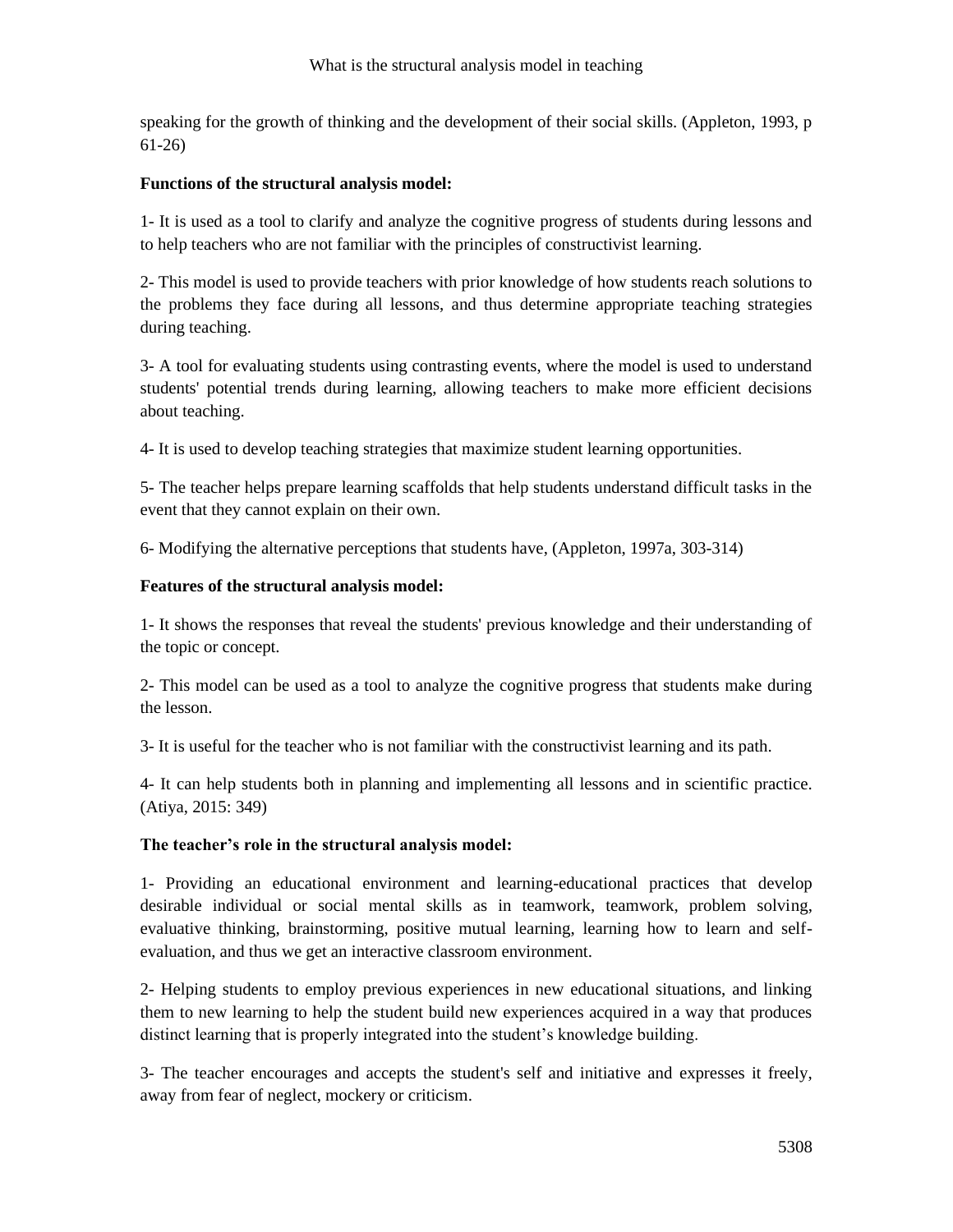speaking for the growth of thinking and the development of their social skills. (Appleton, 1993, p 61-26)

**Functions of the structural analysis model:**

1- It is used as a tool to clarify and analyze the cognitive progress of students during lessons and to help teachers who are not familiar with the principles of constructivist learning.

2- This model is used to provide teachers with prior knowledge of how students reach solutions to the problems they face during all lessons, and thus determine appropriate teaching strategies during teaching.

3- A tool for evaluating students using contrasting events, where the model is used to understand students' potential trends during learning, allowing teachers to make more efficient decisions about teaching.

4- It is used to develop teaching strategies that maximize student learning opportunities.

5- The teacher helps prepare learning scaffolds that help students understand difficult tasks in the event that they cannot explain on their own.

6- Modifying the alternative perceptions that students have, (Appleton, 1997a, 303-314)

**Features of the structural analysis model:**

1- It shows the responses that reveal the students' previous knowledge and their understanding of the topic or concept.

2- This model can be used as a tool to analyze the cognitive progress that students make during the lesson.

3- It is useful for the teacher who is not familiar with the constructivist learning and its path.

4- It can help students both in planning and implementing all lessons and in scientific practice. (Atiya, 2015: 349)

**The teacher's role in the structural analysis model:**

1- Providing an educational environment and learning-educational practices that develop desirable individual or social mental skills as in teamwork, teamwork, problem solving, evaluative thinking, brainstorming, positive mutual learning, learning how to learn and self-evaluation, and thus we get an interactive classroom environment.

2- Helping students to employ previous experiences in new educational situations, and linking them to new learning to help the student build new experiences acquired in a way that produces distinct learning that is properly integrated into the student's knowledge building.

3- The teacher encourages and accepts the student's self and initiative and expresses it freely, away from fear of neglect, mockery or criticism.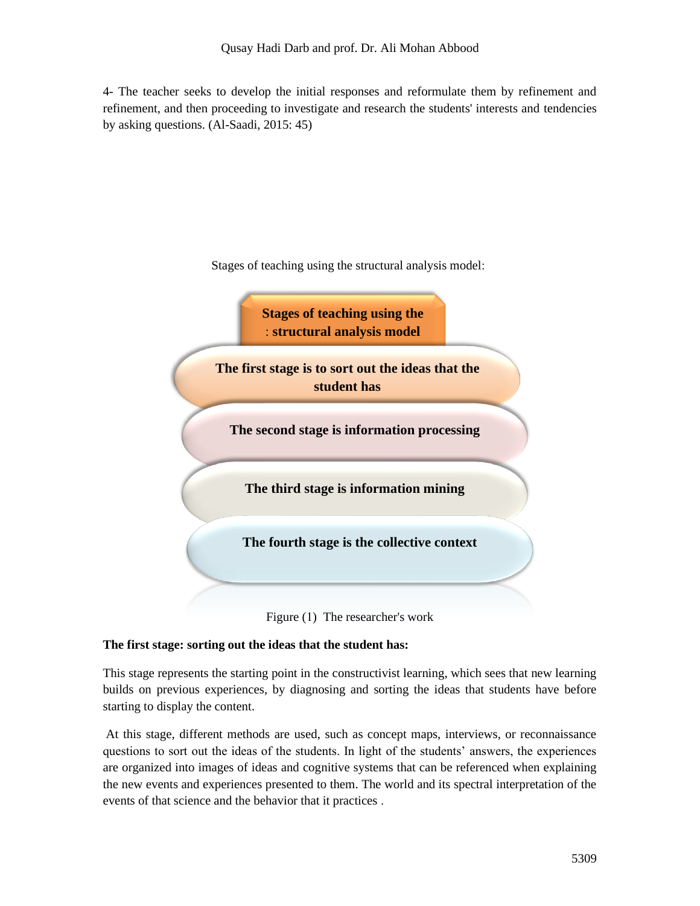4- The teacher seeks to develop the initial responses and reformulate them by refinement and refinement, and then proceeding to investigate and research the students' interests and tendencies by asking questions. (Al-Saadi, 2015: 45)

Stages of teaching using the structural analysis model:

**Stages of teaching using the : structural analysis model**

**The first stage is to sort out the ideas that the student has**

**The second stage is information processing**

**The third stage is information mining**

**The fourth stage is the collective context**

Figure (1) The researcher's work

**The first stage: sorting out the ideas that the student has:**

This stage represents the starting point in the constructivist learning, which sees that new learning builds on previous experiences, by diagnosing and sorting the ideas that students have before starting to display the content.

At this stage, different methods are used, such as concept maps, interviews, or reconnaissance questions to sort out the ideas of the students. In light of the students' answers, the experiences are organized into images of ideas and cognitive systems that can be referenced when explaining the new events and experiences presented to them. The world and its spectral interpretation of the events of that science and the behavior that it practices .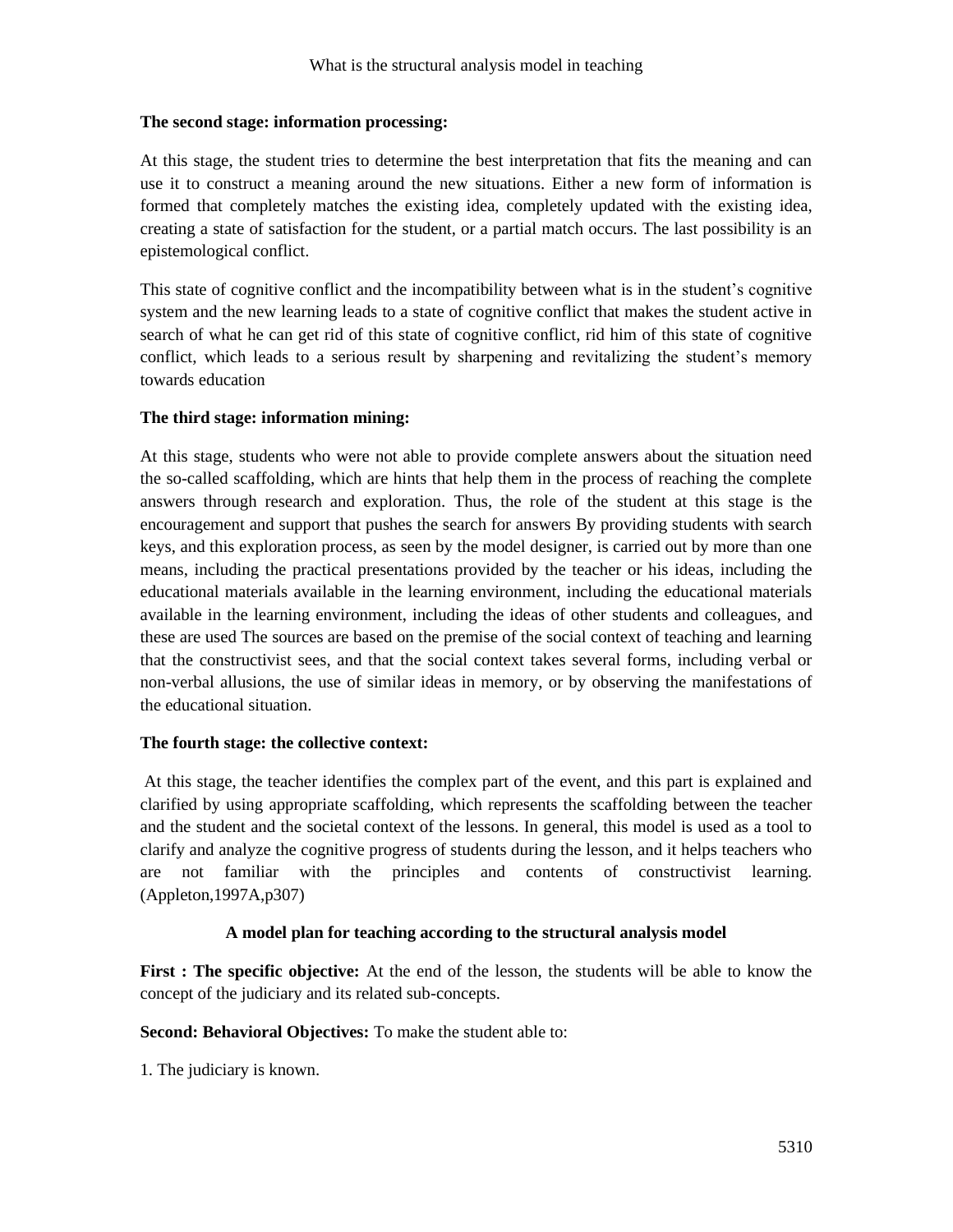**The second stage: information processing:**

At this stage, the student tries to determine the best interpretation that fits the meaning and can use it to construct a meaning around the new situations. Either a new form of information is formed that completely matches the existing idea, completely updated with the existing idea, creating a state of satisfaction for the student, or a partial match occurs. The last possibility is an epistemological conflict.

This state of cognitive conflict and the incompatibility between what is in the student's cognitive system and the new learning leads to a state of cognitive conflict that makes the student active in search of what he can get rid of this state of cognitive conflict, rid him of this state of cognitive conflict, which leads to a serious result by sharpening and revitalizing the student's memory towards education

**The third stage: information mining:**

At this stage, students who were not able to provide complete answers about the situation need the so-called scaffolding, which are hints that help them in the process of reaching the complete answers through research and exploration. Thus, the role of the student at this stage is the encouragement and support that pushes the search for answers By providing students with search keys, and this exploration process, as seen by the model designer, is carried out by more than one means, including the practical presentations provided by the teacher or his ideas, including the educational materials available in the learning environment, including the educational materials available in the learning environment, including the ideas of other students and colleagues, and these are used The sources are based on the premise of the social context of teaching and learning that the constructivist sees, and that the social context takes several forms, including verbal or non-verbal allusions, the use of similar ideas in memory, or by observing the manifestations of the educational situation.

**The fourth stage: the collective context:**

At this stage, the teacher identifies the complex part of the event, and this part is explained and clarified by using appropriate scaffolding, which represents the scaffolding between the teacher and the student and the societal context of the lessons. In general, this model is used as a tool to clarify and analyze the cognitive progress of students during the lesson, and it helps teachers who are not familiar with the principles and contents of constructivist learning. (Appleton,1997A,p307)

**A model plan for teaching according to the structural analysis model**

**First : The specific objective:** At the end of the lesson, the students will be able to know the concept of the judiciary and its related sub-concepts.

**Second: Behavioral Objectives:** To make the student able to:

1. The judiciary is known.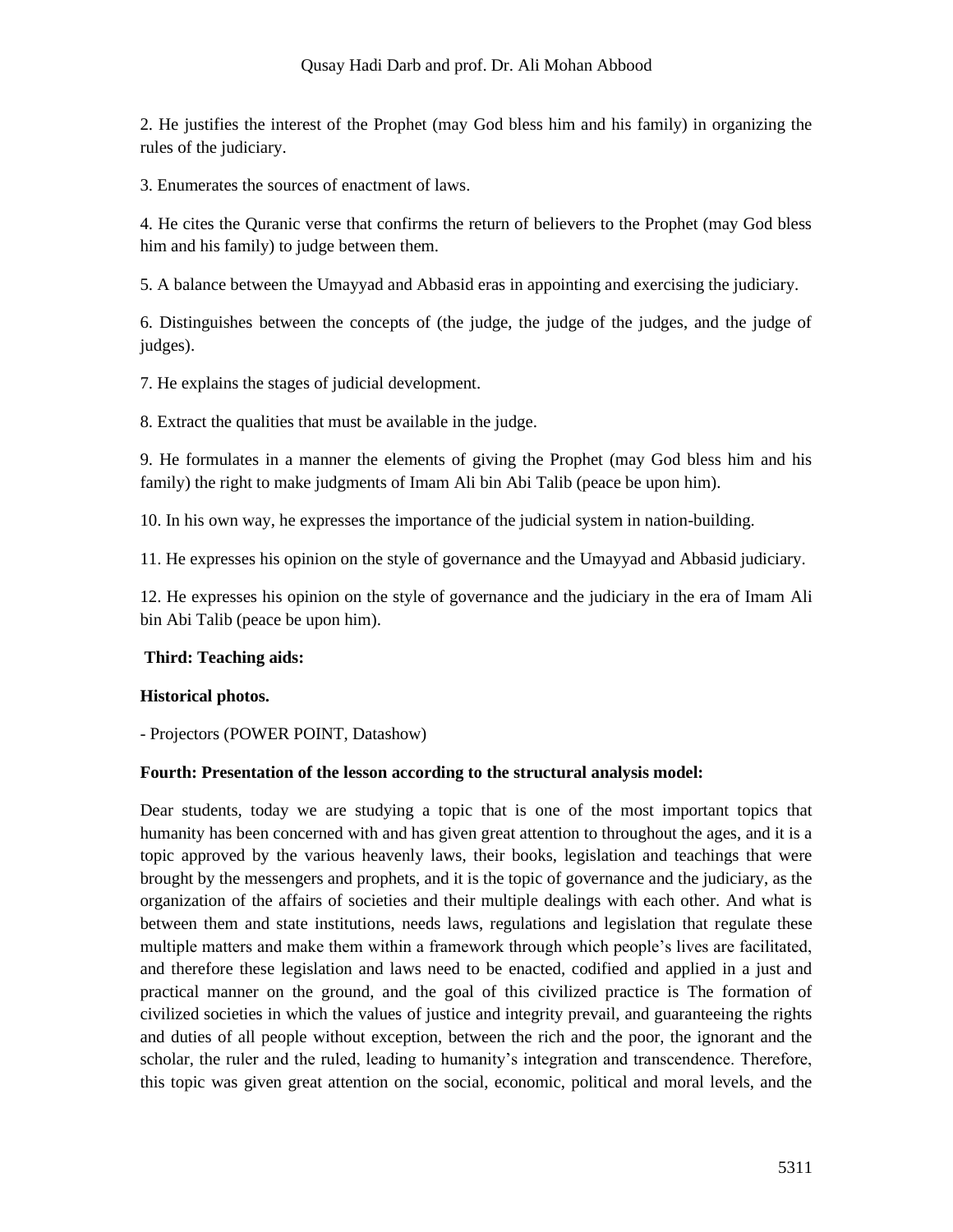2. He justifies the interest of the Prophet (may God bless him and his family) in organizing the rules of the judiciary.

3. Enumerates the sources of enactment of laws.

4. He cites the Quranic verse that confirms the return of believers to the Prophet (may God bless him and his family) to judge between them.

5. A balance between the Umayyad and Abbasid eras in appointing and exercising the judiciary.

6. Distinguishes between the concepts of (the judge, the judge of the judges, and the judge of judges).

7. He explains the stages of judicial development.

8. Extract the qualities that must be available in the judge.

9. He formulates in a manner the elements of giving the Prophet (may God bless him and his family) the right to make judgments of Imam Ali bin Abi Talib (peace be upon him).

10. In his own way, he expresses the importance of the judicial system in nation-building.

11. He expresses his opinion on the style of governance and the Umayyad and Abbasid judiciary.

12. He expresses his opinion on the style of governance and the judiciary in the era of Imam Ali bin Abi Talib (peace be upon him).

**Third: Teaching aids:**

**Historical photos.**

- Projectors (POWER POINT, Datashow)

**Fourth: Presentation of the lesson according to the structural analysis model:**

Dear students, today we are studying a topic that is one of the most important topics that humanity has been concerned with and has given great attention to throughout the ages, and it is a topic approved by the various heavenly laws, their books, legislation and teachings that were brought by the messengers and prophets, and it is the topic of governance and the judiciary, as the organization of the affairs of societies and their multiple dealings with each other. And what is between them and state institutions, needs laws, regulations and legislation that regulate these multiple matters and make them within a framework through which people's lives are facilitated, and therefore these legislation and laws need to be enacted, codified and applied in a just and practical manner on the ground, and the goal of this civilized practice is The formation of civilized societies in which the values of justice and integrity prevail, and guaranteeing the rights and duties of all people without exception, between the rich and the poor, the ignorant and the scholar, the ruler and the ruled, leading to humanity's integration and transcendence. Therefore, this topic was given great attention on the social, economic, political and moral levels, and the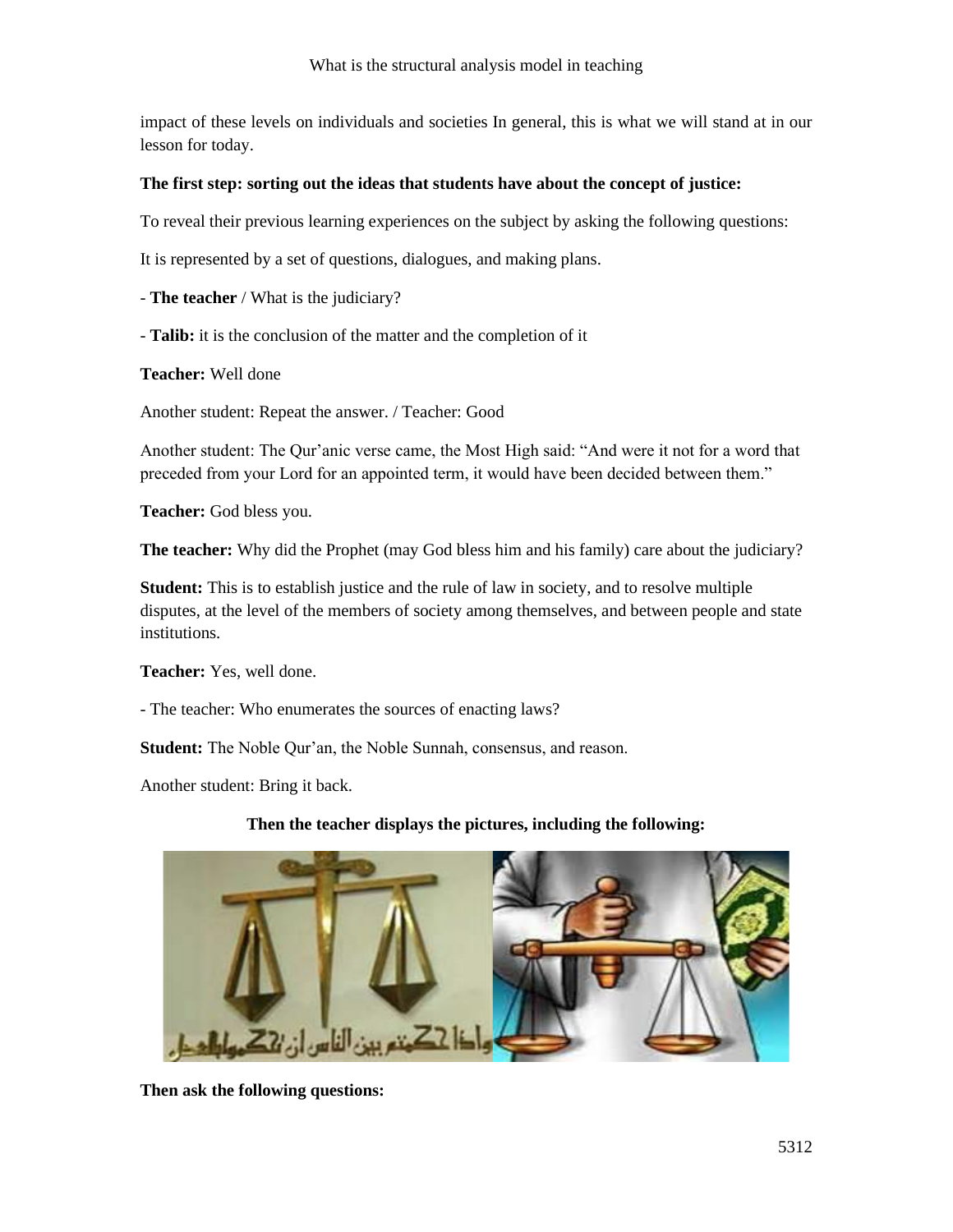impact of these levels on individuals and societies In general, this is what we will stand at in our lesson for today.

**The first step: sorting out the ideas that students have about the concept of justice:**

To reveal their previous learning experiences on the subject by asking the following questions:

It is represented by a set of questions, dialogues, and making plans.

- **The teacher** / What is the judiciary?

- **Talib:** it is the conclusion of the matter and the completion of it

**Teacher:** Well done

Another student: Repeat the answer. / Teacher: Good

Another student: The Qur'anic verse came, the Most High said: "And were it not for a word that preceded from your Lord for an appointed term, it would have been decided between them."

**Teacher:** God bless you.

**The teacher:** Why did the Prophet (may God bless him and his family) care about the judiciary?

**Student:** This is to establish justice and the rule of law in society, and to resolve multiple disputes, at the level of the members of society among themselves, and between people and state institutions.

**Teacher:** Yes, well done.

- The teacher: Who enumerates the sources of enacting laws?

**Student:** The Noble Qur'an, the Noble Sunnah, consensus, and reason.

Another student: Bring it back.

**Then the teacher displays the pictures, including the following:**

**Then ask the following questions:**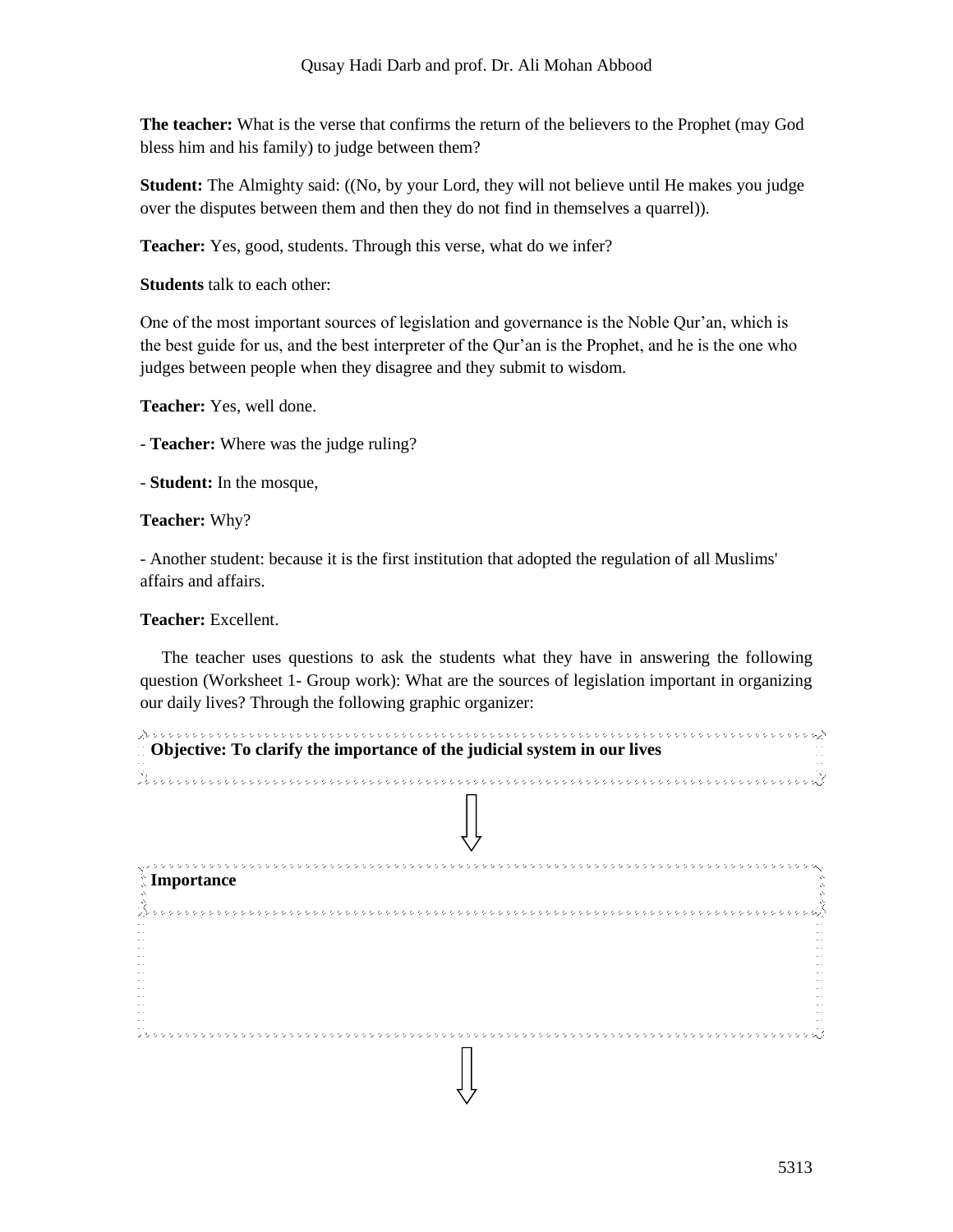**The teacher:** What is the verse that confirms the return of the believers to the Prophet (may God bless him and his family) to judge between them?

**Student:** The Almighty said: ((No, by your Lord, they will not believe until He makes you judge over the disputes between them and then they do not find in themselves a quarrel)).

**Teacher:** Yes, good, students. Through this verse, what do we infer?

**Students** talk to each other:

One of the most important sources of legislation and governance is the Noble Qur'an, which is the best guide for us, and the best interpreter of the Qur'an is the Prophet, and he is the one who judges between people when they disagree and they submit to wisdom.

**Teacher:** Yes, well done.

- **Teacher:** Where was the judge ruling?

- **Student:** In the mosque,

**Teacher:** Why?

- Another student: because it is the first institution that adopted the regulation of all Muslims' affairs and affairs.

**Teacher:** Excellent.

The teacher uses questions to ask the students what they have in answering the following question (Worksheet 1- Group work): What are the sources of legislation important in organizing our daily lives? Through the following graphic organizer:

**Objective: To clarify the importance of the judicial system in our lives**

⇩

**Importance**

⇩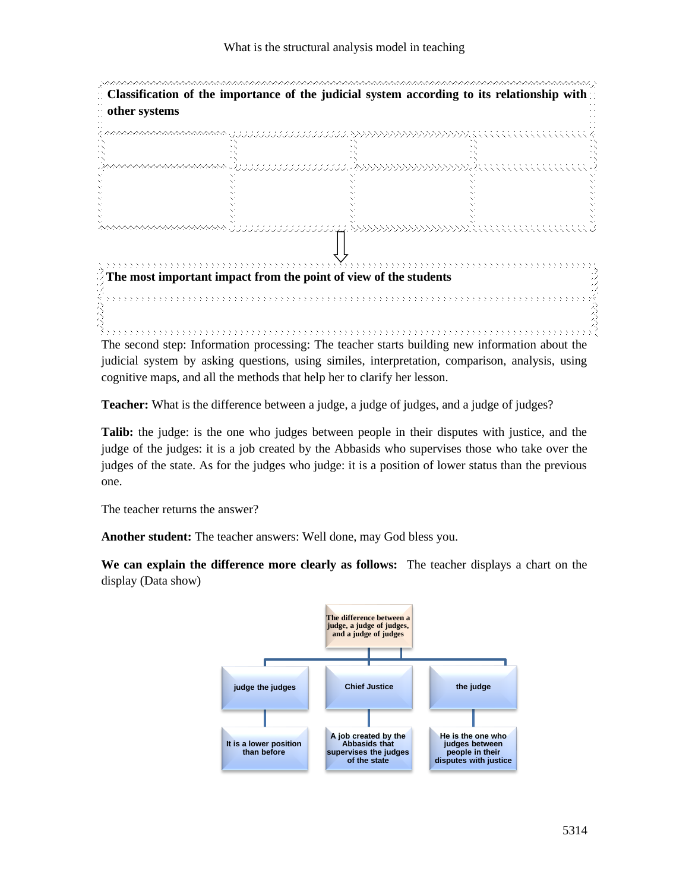| **Classification of the importance of the judicial system according to its relationship with other systems** | | | |
|---|---|---|---|
| | | | |
| | | | |

⇓

| **The most important impact from the point of view of the students** |
|---|
| |

The second step: Information processing: The teacher starts building new information about the judicial system by asking questions, using similes, interpretation, comparison, analysis, using cognitive maps, and all the methods that help her to clarify her lesson.

**Teacher:** What is the difference between a judge, a judge of judges, and a judge of judges?

**Talib:** the judge: is the one who judges between people in their disputes with justice, and the judge of the judges: it is a job created by the Abbasids who supervises those who take over the judges of the state. As for the judges who judge: it is a position of lower status than the previous one.

The teacher returns the answer?

**Another student:** The teacher answers: Well done, may God bless you.

**We can explain the difference more clearly as follows:** The teacher displays a chart on the display (Data show)

**The difference between a judge, a judge of judges, and a judge of judges**

| judge the judges | Chief Justice | the judge |
|---|---|---|
| It is a lower position than before | A job created by the Abbasids that supervises the judges of the state | He is the one who judges between people in their disputes with justice |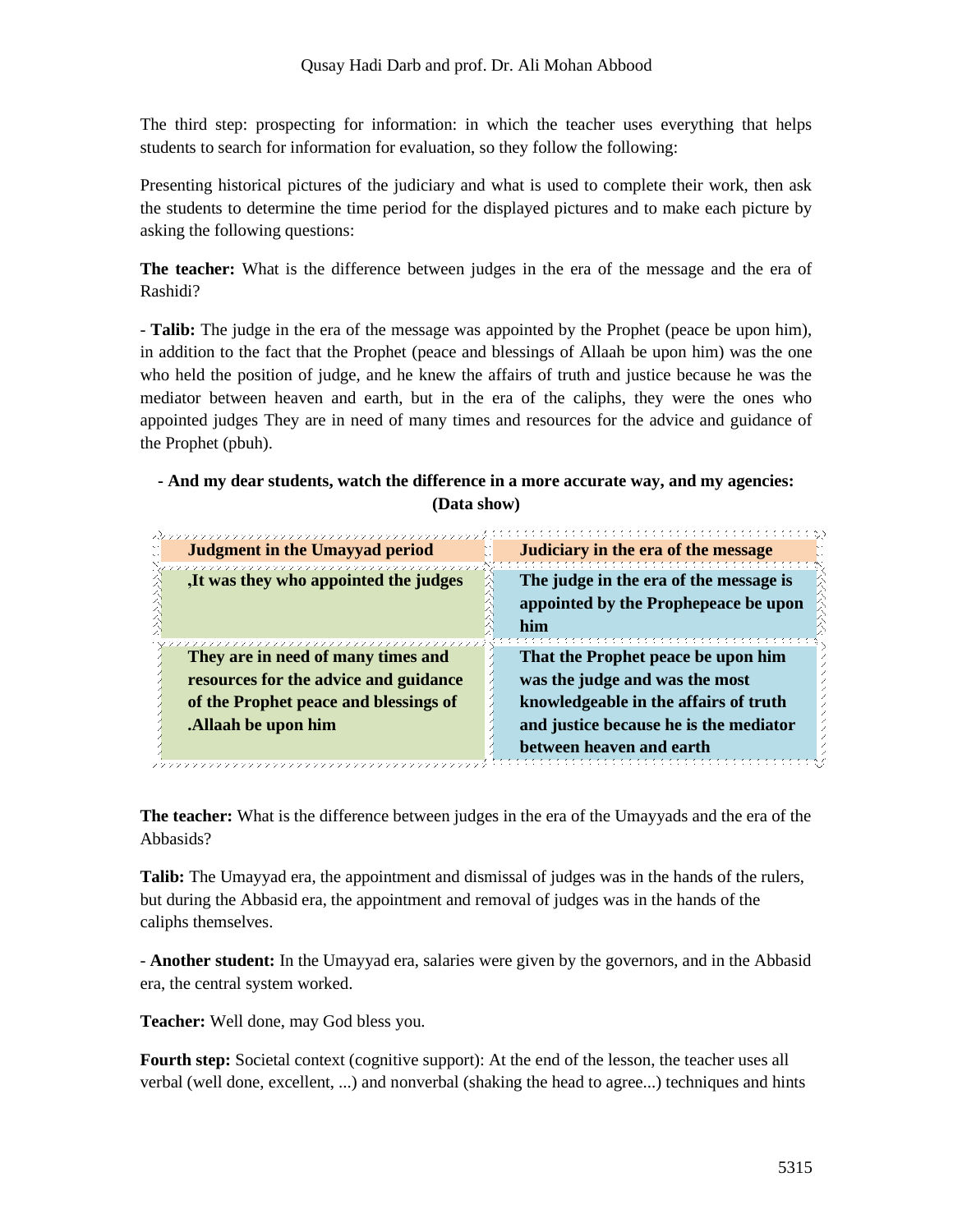The third step: prospecting for information: in which the teacher uses everything that helps students to search for information for evaluation, so they follow the following:

Presenting historical pictures of the judiciary and what is used to complete their work, then ask the students to determine the time period for the displayed pictures and to make each picture by asking the following questions:

**The teacher:** What is the difference between judges in the era of the message and the era of Rashidi?

- **Talib:** The judge in the era of the message was appointed by the Prophet (peace be upon him), in addition to the fact that the Prophet (peace and blessings of Allaah be upon him) was the one who held the position of judge, and he knew the affairs of truth and justice because he was the mediator between heaven and earth, but in the era of the caliphs, they were the ones who appointed judges They are in need of many times and resources for the advice and guidance of the Prophet (pbuh).

**- And my dear students, watch the difference in a more accurate way, and my agencies: (Data show)**

| Judgment in the Umayyad period | Judiciary in the era of the message |
|---|---|
| ,It was they who appointed the judges | The judge in the era of the message is appointed by the Prophepeace be upon him |
| They are in need of many times and resources for the advice and guidance of the Prophet peace and blessings of .Allaah be upon him | That the Prophet peace be upon him was the judge and was the most knowledgeable in the affairs of truth and justice because he is the mediator between heaven and earth |

**The teacher:** What is the difference between judges in the era of the Umayyads and the era of the Abbasids?

**Talib:** The Umayyad era, the appointment and dismissal of judges was in the hands of the rulers, but during the Abbasid era, the appointment and removal of judges was in the hands of the caliphs themselves.

- **Another student:** In the Umayyad era, salaries were given by the governors, and in the Abbasid era, the central system worked.

**Teacher:** Well done, may God bless you.

**Fourth step:** Societal context (cognitive support): At the end of the lesson, the teacher uses all verbal (well done, excellent, ...) and nonverbal (shaking the head to agree...) techniques and hints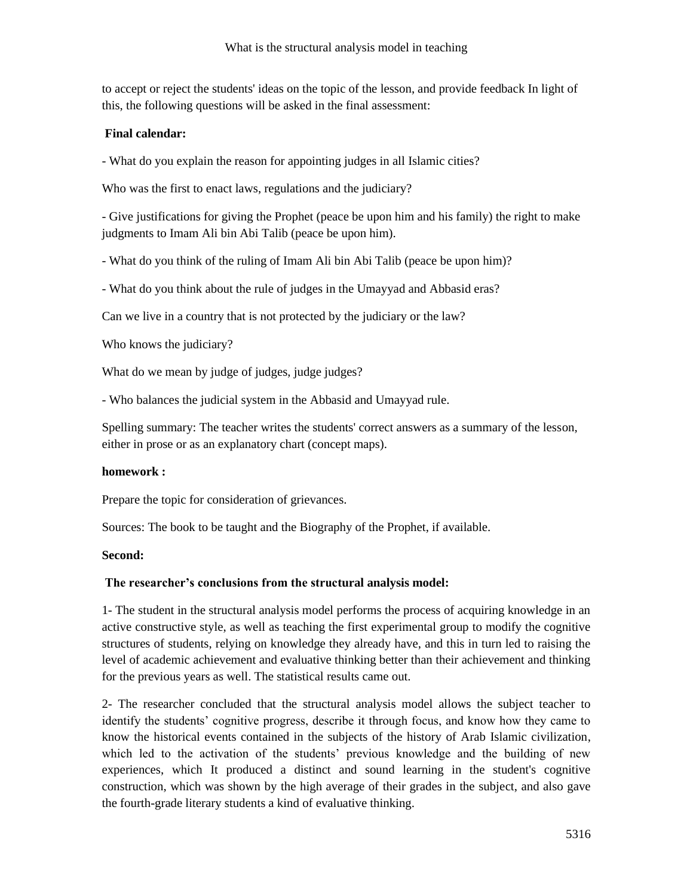to accept or reject the students' ideas on the topic of the lesson, and provide feedback In light of this, the following questions will be asked in the final assessment:

**Final calendar:**

- What do you explain the reason for appointing judges in all Islamic cities?

Who was the first to enact laws, regulations and the judiciary?

- Give justifications for giving the Prophet (peace be upon him and his family) the right to make judgments to Imam Ali bin Abi Talib (peace be upon him).

- What do you think of the ruling of Imam Ali bin Abi Talib (peace be upon him)?

- What do you think about the rule of judges in the Umayyad and Abbasid eras?

Can we live in a country that is not protected by the judiciary or the law?

Who knows the judiciary?

What do we mean by judge of judges, judge judges?

- Who balances the judicial system in the Abbasid and Umayyad rule.

Spelling summary: The teacher writes the students' correct answers as a summary of the lesson, either in prose or as an explanatory chart (concept maps).

**homework :**

Prepare the topic for consideration of grievances.

Sources: The book to be taught and the Biography of the Prophet, if available.

**Second:**

**The researcher's conclusions from the structural analysis model:**

1- The student in the structural analysis model performs the process of acquiring knowledge in an active constructive style, as well as teaching the first experimental group to modify the cognitive structures of students, relying on knowledge they already have, and this in turn led to raising the level of academic achievement and evaluative thinking better than their achievement and thinking for the previous years as well. The statistical results came out.

2- The researcher concluded that the structural analysis model allows the subject teacher to identify the students' cognitive progress, describe it through focus, and know how they came to know the historical events contained in the subjects of the history of Arab Islamic civilization, which led to the activation of the students' previous knowledge and the building of new experiences, which It produced a distinct and sound learning in the student's cognitive construction, which was shown by the high average of their grades in the subject, and also gave the fourth-grade literary students a kind of evaluative thinking.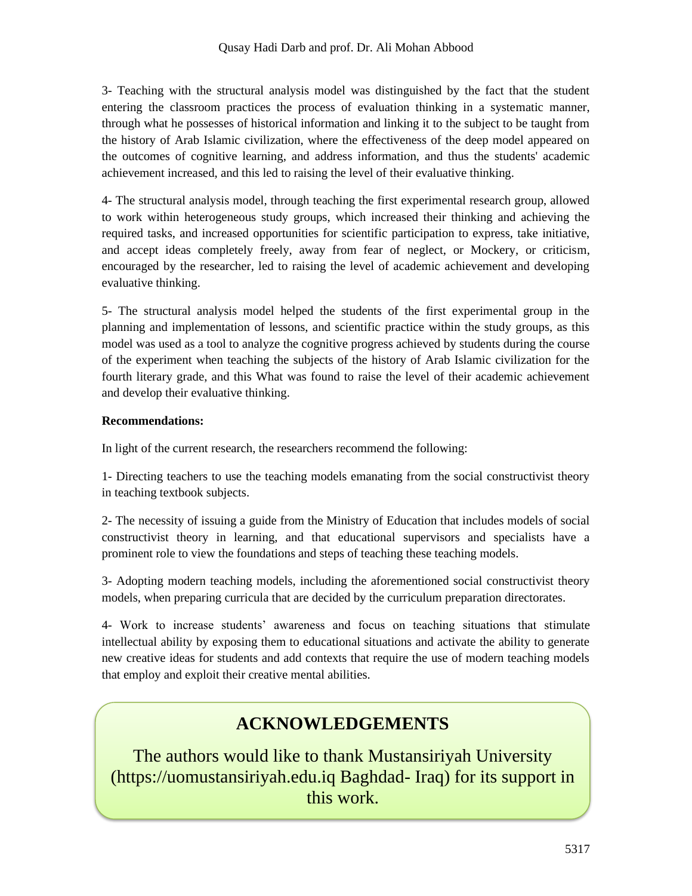3- Teaching with the structural analysis model was distinguished by the fact that the student entering the classroom practices the process of evaluation thinking in a systematic manner, through what he possesses of historical information and linking it to the subject to be taught from the history of Arab Islamic civilization, where the effectiveness of the deep model appeared on the outcomes of cognitive learning, and address information, and thus the students' academic achievement increased, and this led to raising the level of their evaluative thinking.

4- The structural analysis model, through teaching the first experimental research group, allowed to work within heterogeneous study groups, which increased their thinking and achieving the required tasks, and increased opportunities for scientific participation to express, take initiative, and accept ideas completely freely, away from fear of neglect, or Mockery, or criticism, encouraged by the researcher, led to raising the level of academic achievement and developing evaluative thinking.

5- The structural analysis model helped the students of the first experimental group in the planning and implementation of lessons, and scientific practice within the study groups, as this model was used as a tool to analyze the cognitive progress achieved by students during the course of the experiment when teaching the subjects of the history of Arab Islamic civilization for the fourth literary grade, and this What was found to raise the level of their academic achievement and develop their evaluative thinking.

**Recommendations:**

In light of the current research, the researchers recommend the following:

1- Directing teachers to use the teaching models emanating from the social constructivist theory in teaching textbook subjects.

2- The necessity of issuing a guide from the Ministry of Education that includes models of social constructivist theory in learning, and that educational supervisors and specialists have a prominent role to view the foundations and steps of teaching these teaching models.

3- Adopting modern teaching models, including the aforementioned social constructivist theory models, when preparing curricula that are decided by the curriculum preparation directorates.

4- Work to increase students' awareness and focus on teaching situations that stimulate intellectual ability by exposing them to educational situations and activate the ability to generate new creative ideas for students and add contexts that require the use of modern teaching models that employ and exploit their creative mental abilities.

## ACKNOWLEDGEMENTS

The authors would like to thank Mustansiriyah University (https://uomustansiriyah.edu.iq Baghdad- Iraq) for its support in this work.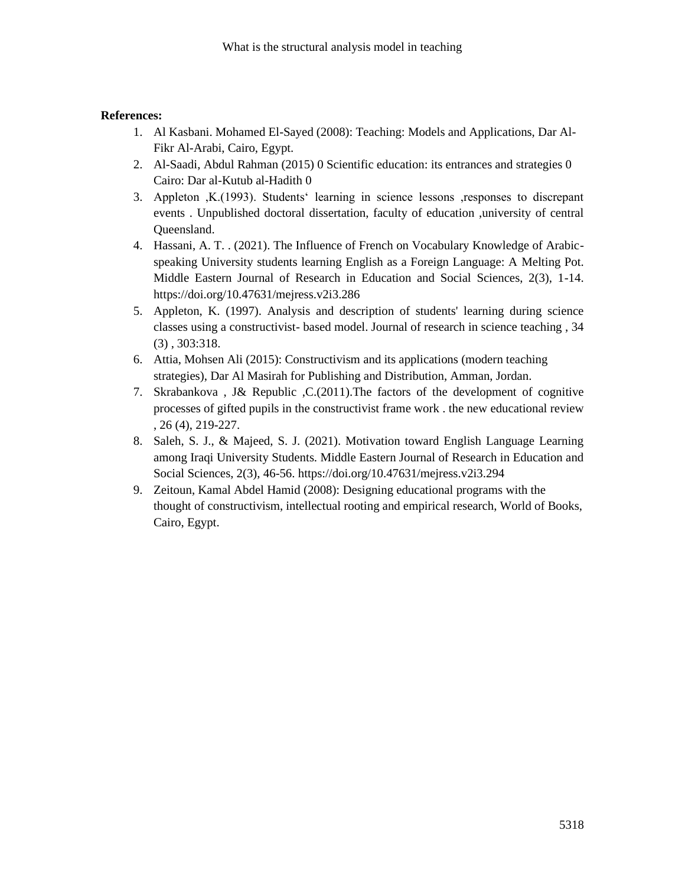**References:**

1. Al Kasbani. Mohamed El-Sayed (2008): Teaching: Models and Applications, Dar Al-Fikr Al-Arabi, Cairo, Egypt.
2. Al-Saadi, Abdul Rahman (2015) 0 Scientific education: its entrances and strategies 0 Cairo: Dar al-Kutub al-Hadith 0
3. Appleton ,K.(1993). Students' learning in science lessons ,responses to discrepant events . Unpublished doctoral dissertation, faculty of education ,university of central Queensland.
4. Hassani, A. T. . (2021). The Influence of French on Vocabulary Knowledge of Arabic-speaking University students learning English as a Foreign Language: A Melting Pot. Middle Eastern Journal of Research in Education and Social Sciences, 2(3), 1-14. https://doi.org/10.47631/mejress.v2i3.286
5. Appleton, K. (1997). Analysis and description of students' learning during science classes using a constructivist- based model. Journal of research in science teaching , 34 (3) , 303:318.
6. Attia, Mohsen Ali (2015): Constructivism and its applications (modern teaching strategies), Dar Al Masirah for Publishing and Distribution, Amman, Jordan.
7. Skrabankova , J& Republic ,C.(2011).The factors of the development of cognitive processes of gifted pupils in the constructivist frame work . the new educational review , 26 (4), 219-227.
8. Saleh, S. J., & Majeed, S. J. (2021). Motivation toward English Language Learning among Iraqi University Students. Middle Eastern Journal of Research in Education and Social Sciences, 2(3), 46-56. https://doi.org/10.47631/mejress.v2i3.294
9. Zeitoun, Kamal Abdel Hamid (2008): Designing educational programs with the thought of constructivism, intellectual rooting and empirical research, World of Books, Cairo, Egypt.